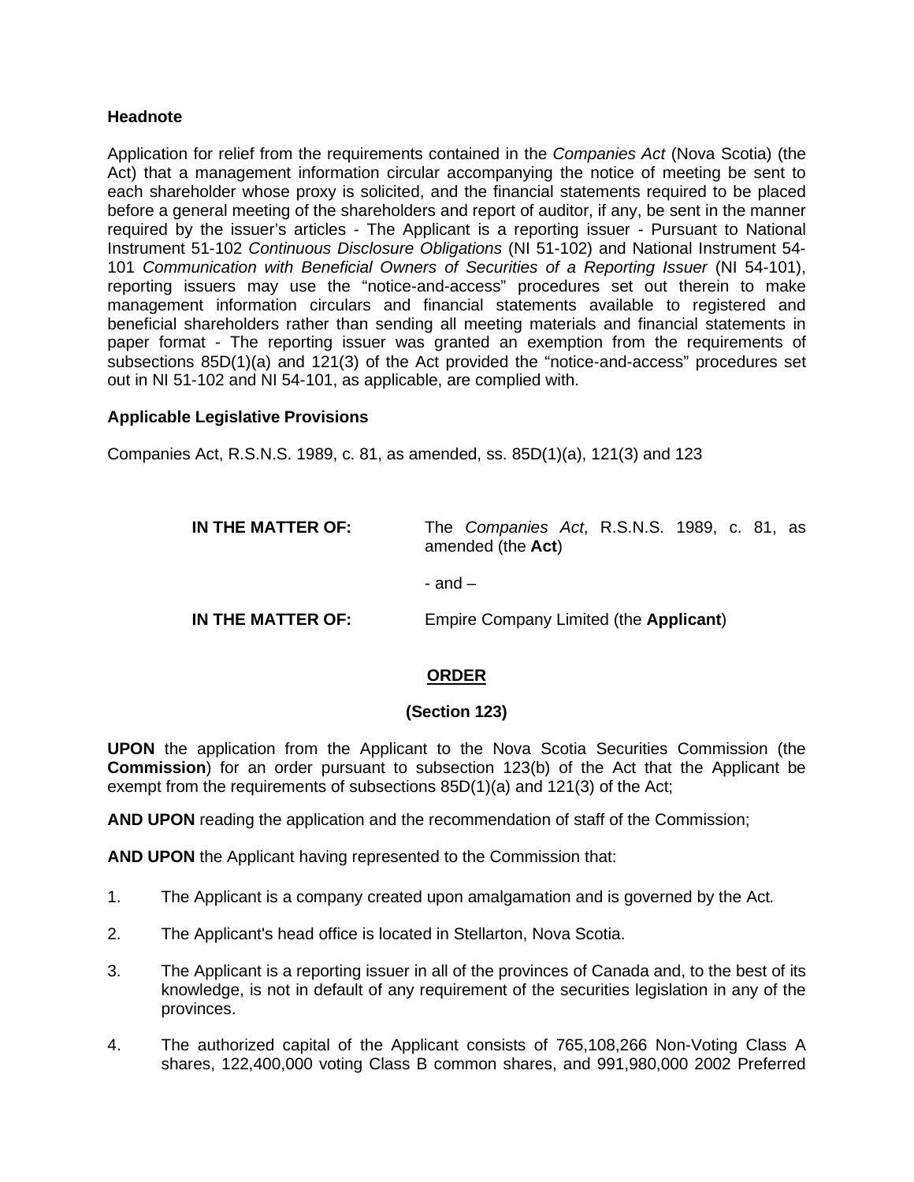**Headnote**

Application for relief from the requirements contained in the *Companies Act* (Nova Scotia) (the Act) that a management information circular accompanying the notice of meeting be sent to each shareholder whose proxy is solicited, and the financial statements required to be placed before a general meeting of the shareholders and report of auditor, if any, be sent in the manner required by the issuer's articles - The Applicant is a reporting issuer - Pursuant to National Instrument 51-102 *Continuous Disclosure Obligations* (NI 51-102) and National Instrument 54-101 *Communication with Beneficial Owners of Securities of a Reporting Issuer* (NI 54-101), reporting issuers may use the "notice-and-access" procedures set out therein to make management information circulars and financial statements available to registered and beneficial shareholders rather than sending all meeting materials and financial statements in paper format - The reporting issuer was granted an exemption from the requirements of subsections 85D(1)(a) and 121(3) of the Act provided the "notice-and-access" procedures set out in NI 51-102 and NI 54-101, as applicable, are complied with.

**Applicable Legislative Provisions**

Companies Act, R.S.N.S. 1989, c. 81, as amended, ss. 85D(1)(a), 121(3) and 123

**IN THE MATTER OF:** The *Companies Act*, R.S.N.S. 1989, c. 81, as amended (the **Act**)

- and –

**IN THE MATTER OF:** Empire Company Limited (the **Applicant**)

**ORDER**

**(Section 123)**

**UPON** the application from the Applicant to the Nova Scotia Securities Commission (the **Commission**) for an order pursuant to subsection 123(b) of the Act that the Applicant be exempt from the requirements of subsections 85D(1)(a) and 121(3) of the Act;

**AND UPON** reading the application and the recommendation of staff of the Commission;

**AND UPON** the Applicant having represented to the Commission that:

1. The Applicant is a company created upon amalgamation and is governed by the Act.

2. The Applicant's head office is located in Stellarton, Nova Scotia.

3. The Applicant is a reporting issuer in all of the provinces of Canada and, to the best of its knowledge, is not in default of any requirement of the securities legislation in any of the provinces.

4. The authorized capital of the Applicant consists of 765,108,266 Non-Voting Class A shares, 122,400,000 voting Class B common shares, and 991,980,000 2002 Preferred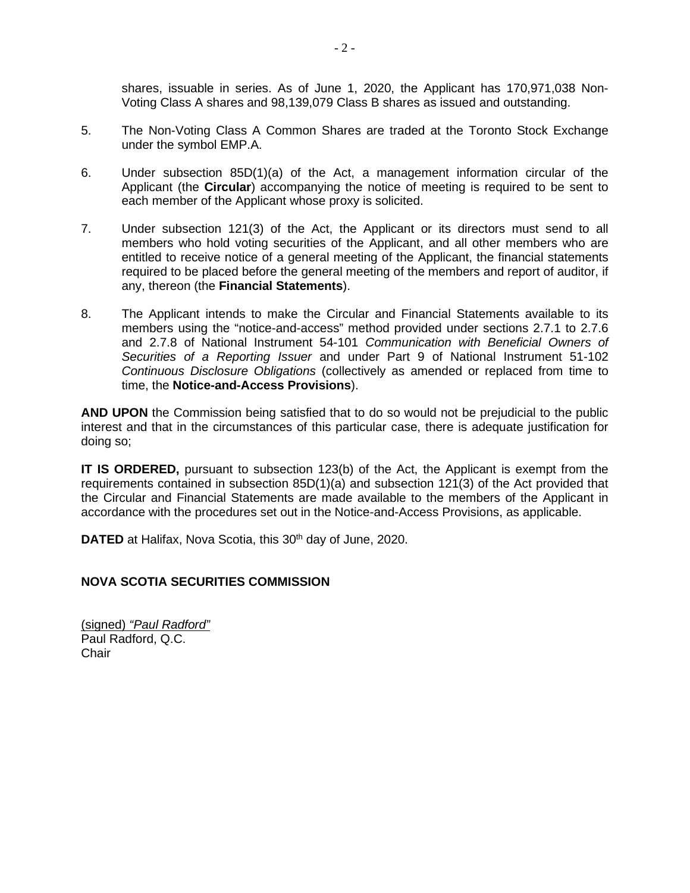shares, issuable in series. As of June 1, 2020, the Applicant has 170,971,038 Non-Voting Class A shares and 98,139,079 Class B shares as issued and outstanding.

5. The Non-Voting Class A Common Shares are traded at the Toronto Stock Exchange under the symbol EMP.A.

6. Under subsection 85D(1)(a) of the Act, a management information circular of the Applicant (the **Circular**) accompanying the notice of meeting is required to be sent to each member of the Applicant whose proxy is solicited.

7. Under subsection 121(3) of the Act, the Applicant or its directors must send to all members who hold voting securities of the Applicant, and all other members who are entitled to receive notice of a general meeting of the Applicant, the financial statements required to be placed before the general meeting of the members and report of auditor, if any, thereon (the **Financial Statements**).

8. The Applicant intends to make the Circular and Financial Statements available to its members using the "notice-and-access" method provided under sections 2.7.1 to 2.7.6 and 2.7.8 of National Instrument 54-101 *Communication with Beneficial Owners of Securities of a Reporting Issuer* and under Part 9 of National Instrument 51-102 *Continuous Disclosure Obligations* (collectively as amended or replaced from time to time, the **Notice-and-Access Provisions**).

**AND UPON** the Commission being satisfied that to do so would not be prejudicial to the public interest and that in the circumstances of this particular case, there is adequate justification for doing so;

**IT IS ORDERED,** pursuant to subsection 123(b) of the Act, the Applicant is exempt from the requirements contained in subsection 85D(1)(a) and subsection 121(3) of the Act provided that the Circular and Financial Statements are made available to the members of the Applicant in accordance with the procedures set out in the Notice-and-Access Provisions, as applicable.

**DATED** at Halifax, Nova Scotia, this 30th day of June, 2020.

**NOVA SCOTIA SECURITIES COMMISSION**

(signed) *"Paul Radford"*
Paul Radford, Q.C.
Chair